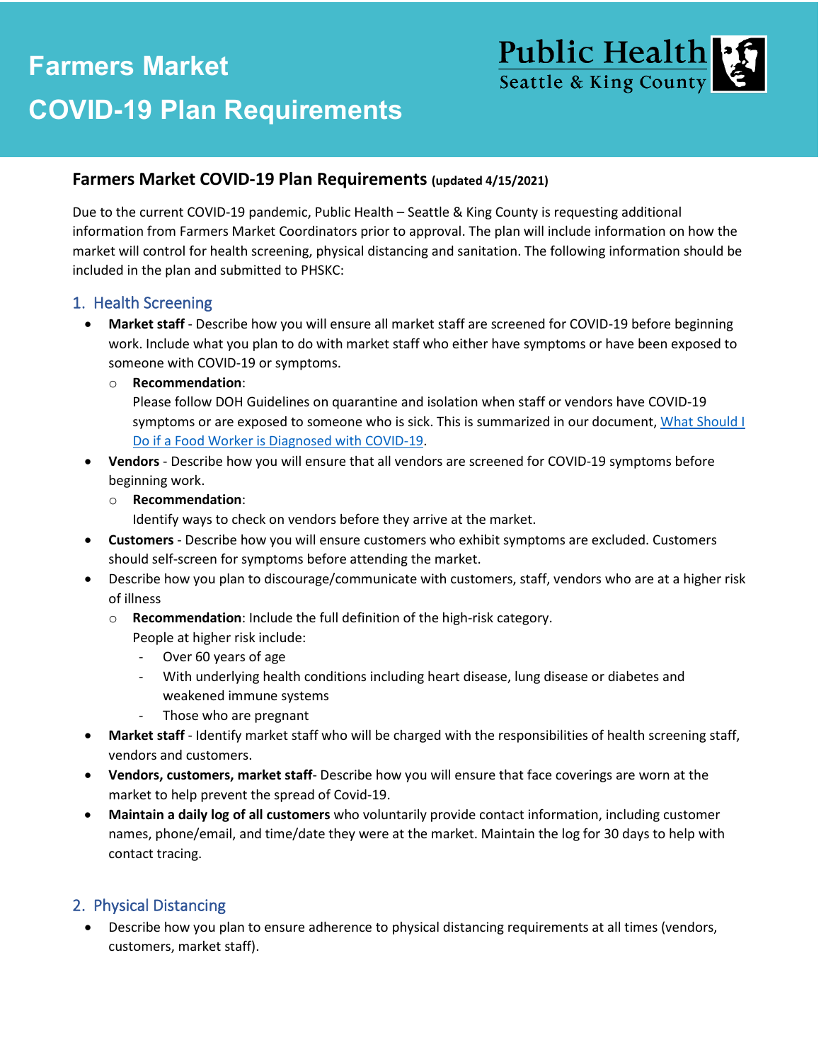# Farmers Market COVID-19 Plan Requirements

Public Health
Seattle & King County

## Farmers Market COVID-19 Plan Requirements (updated 4/15/2021)

Due to the current COVID-19 pandemic, Public Health – Seattle & King County is requesting additional information from Farmers Market Coordinators prior to approval. The plan will include information on how the market will control for health screening, physical distancing and sanitation. The following information should be included in the plan and submitted to PHSKC:

### 1. Health Screening

- **Market staff** - Describe how you will ensure all market staff are screened for COVID-19 before beginning work. Include what you plan to do with market staff who either have symptoms or have been exposed to someone with COVID-19 or symptoms.
  - **Recommendation**:
    Please follow DOH Guidelines on quarantine and isolation when staff or vendors have COVID-19 symptoms or are exposed to someone who is sick. This is summarized in our document, [What Should I Do if a Food Worker is Diagnosed with COVID-19]().
- **Vendors** - Describe how you will ensure that all vendors are screened for COVID-19 symptoms before beginning work.
  - **Recommendation**:
    Identify ways to check on vendors before they arrive at the market.
- **Customers** - Describe how you will ensure customers who exhibit symptoms are excluded. Customers should self-screen for symptoms before attending the market.
- Describe how you plan to discourage/communicate with customers, staff, vendors who are at a higher risk of illness
  - **Recommendation**: Include the full definition of the high-risk category.
    People at higher risk include:
    - Over 60 years of age
    - With underlying health conditions including heart disease, lung disease or diabetes and weakened immune systems
    - Those who are pregnant
- **Market staff** - Identify market staff who will be charged with the responsibilities of health screening staff, vendors and customers.
- **Vendors, customers, market staff**- Describe how you will ensure that face coverings are worn at the market to help prevent the spread of Covid-19.
- **Maintain a daily log of all customers** who voluntarily provide contact information, including customer names, phone/email, and time/date they were at the market. Maintain the log for 30 days to help with contact tracing.

### 2. Physical Distancing

- Describe how you plan to ensure adherence to physical distancing requirements at all times (vendors, customers, market staff).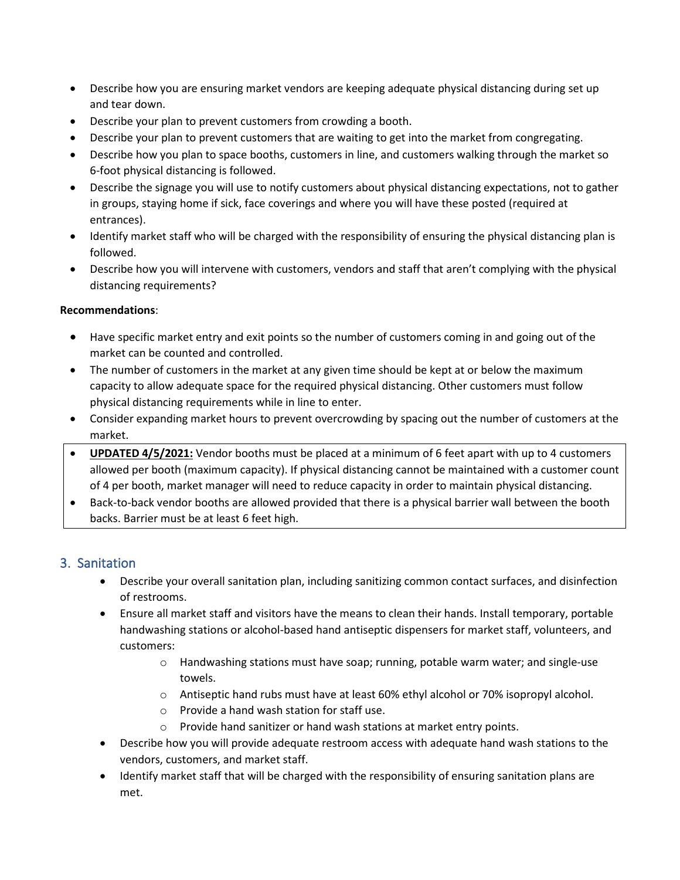- Describe how you are ensuring market vendors are keeping adequate physical distancing during set up and tear down.
- Describe your plan to prevent customers from crowding a booth.
- Describe your plan to prevent customers that are waiting to get into the market from congregating.
- Describe how you plan to space booths, customers in line, and customers walking through the market so 6-foot physical distancing is followed.
- Describe the signage you will use to notify customers about physical distancing expectations, not to gather in groups, staying home if sick, face coverings and where you will have these posted (required at entrances).
- Identify market staff who will be charged with the responsibility of ensuring the physical distancing plan is followed.
- Describe how you will intervene with customers, vendors and staff that aren't complying with the physical distancing requirements?

**Recommendations**:

- Have specific market entry and exit points so the number of customers coming in and going out of the market can be counted and controlled.
- The number of customers in the market at any given time should be kept at or below the maximum capacity to allow adequate space for the required physical distancing. Other customers must follow physical distancing requirements while in line to enter.
- Consider expanding market hours to prevent overcrowding by spacing out the number of customers at the market.
- **UPDATED 4/5/2021:** Vendor booths must be placed at a minimum of 6 feet apart with up to 4 customers allowed per booth (maximum capacity). If physical distancing cannot be maintained with a customer count of 4 per booth, market manager will need to reduce capacity in order to maintain physical distancing.
- Back-to-back vendor booths are allowed provided that there is a physical barrier wall between the booth backs. Barrier must be at least 6 feet high.

## 3. Sanitation

- Describe your overall sanitation plan, including sanitizing common contact surfaces, and disinfection of restrooms.
- Ensure all market staff and visitors have the means to clean their hands. Install temporary, portable handwashing stations or alcohol-based hand antiseptic dispensers for market staff, volunteers, and customers:
  - Handwashing stations must have soap; running, potable warm water; and single-use towels.
  - Antiseptic hand rubs must have at least 60% ethyl alcohol or 70% isopropyl alcohol.
  - Provide a hand wash station for staff use.
  - Provide hand sanitizer or hand wash stations at market entry points.
- Describe how you will provide adequate restroom access with adequate hand wash stations to the vendors, customers, and market staff.
- Identify market staff that will be charged with the responsibility of ensuring sanitation plans are met.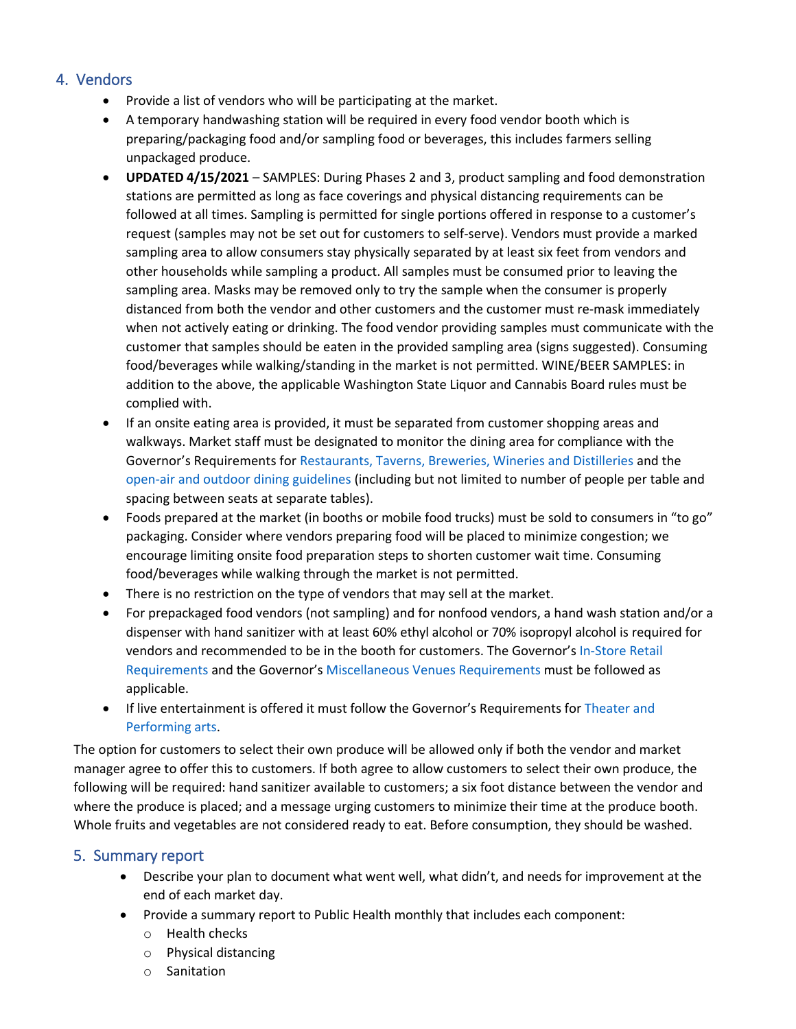## 4. Vendors

- Provide a list of vendors who will be participating at the market.
- A temporary handwashing station will be required in every food vendor booth which is preparing/packaging food and/or sampling food or beverages, this includes farmers selling unpackaged produce.
- **UPDATED 4/15/2021** – SAMPLES: During Phases 2 and 3, product sampling and food demonstration stations are permitted as long as face coverings and physical distancing requirements can be followed at all times. Sampling is permitted for single portions offered in response to a customer's request (samples may not be set out for customers to self-serve). Vendors must provide a marked sampling area to allow consumers stay physically separated by at least six feet from vendors and other households while sampling a product. All samples must be consumed prior to leaving the sampling area. Masks may be removed only to try the sample when the consumer is properly distanced from both the vendor and other customers and the customer must re-mask immediately when not actively eating or drinking. The food vendor providing samples must communicate with the customer that samples should be eaten in the provided sampling area (signs suggested). Consuming food/beverages while walking/standing in the market is not permitted. WINE/BEER SAMPLES: in addition to the above, the applicable Washington State Liquor and Cannabis Board rules must be complied with.
- If an onsite eating area is provided, it must be separated from customer shopping areas and walkways. Market staff must be designated to monitor the dining area for compliance with the Governor's Requirements for Restaurants, Taverns, Breweries, Wineries and Distilleries and the open-air and outdoor dining guidelines (including but not limited to number of people per table and spacing between seats at separate tables).
- Foods prepared at the market (in booths or mobile food trucks) must be sold to consumers in "to go" packaging. Consider where vendors preparing food will be placed to minimize congestion; we encourage limiting onsite food preparation steps to shorten customer wait time. Consuming food/beverages while walking through the market is not permitted.
- There is no restriction on the type of vendors that may sell at the market.
- For prepackaged food vendors (not sampling) and for nonfood vendors, a hand wash station and/or a dispenser with hand sanitizer with at least 60% ethyl alcohol or 70% isopropyl alcohol is required for vendors and recommended to be in the booth for customers. The Governor's In-Store Retail Requirements and the Governor's Miscellaneous Venues Requirements must be followed as applicable.
- If live entertainment is offered it must follow the Governor's Requirements for Theater and Performing arts.

The option for customers to select their own produce will be allowed only if both the vendor and market manager agree to offer this to customers. If both agree to allow customers to select their own produce, the following will be required: hand sanitizer available to customers; a six foot distance between the vendor and where the produce is placed; and a message urging customers to minimize their time at the produce booth. Whole fruits and vegetables are not considered ready to eat. Before consumption, they should be washed.

## 5. Summary report

- Describe your plan to document what went well, what didn't, and needs for improvement at the end of each market day.
- Provide a summary report to Public Health monthly that includes each component:
  - Health checks
  - Physical distancing
  - Sanitation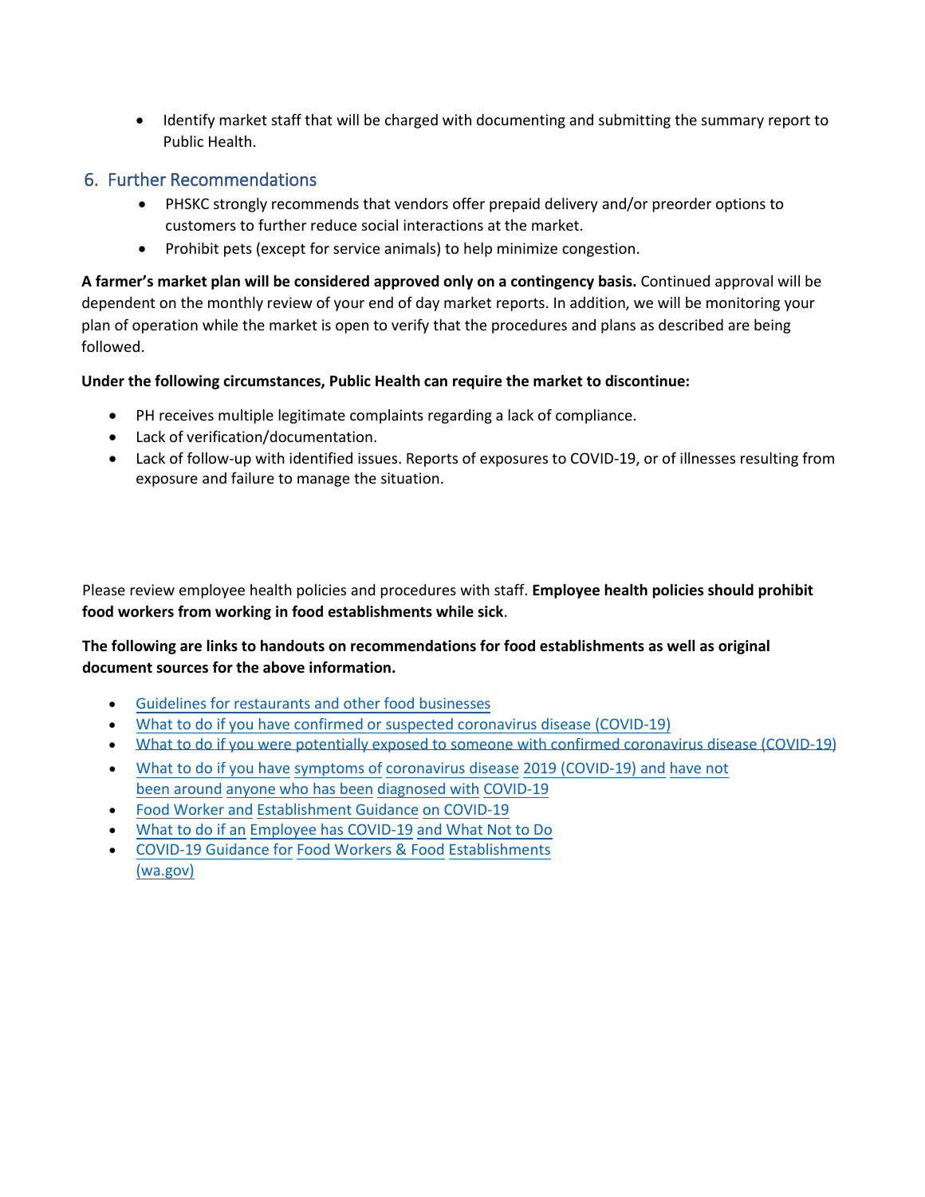- Identify market staff that will be charged with documenting and submitting the summary report to Public Health.

## 6. Further Recommendations

- PHSKC strongly recommends that vendors offer prepaid delivery and/or preorder options to customers to further reduce social interactions at the market.
- Prohibit pets (except for service animals) to help minimize congestion.

**A farmer's market plan will be considered approved only on a contingency basis.** Continued approval will be dependent on the monthly review of your end of day market reports. In addition, we will be monitoring your plan of operation while the market is open to verify that the procedures and plans as described are being followed.

**Under the following circumstances, Public Health can require the market to discontinue:**

- PH receives multiple legitimate complaints regarding a lack of compliance.
- Lack of verification/documentation.
- Lack of follow-up with identified issues. Reports of exposures to COVID-19, or of illnesses resulting from exposure and failure to manage the situation.

Please review employee health policies and procedures with staff. **Employee health policies should prohibit food workers from working in food establishments while sick**.

**The following are links to handouts on recommendations for food establishments as well as original document sources for the above information.**

- Guidelines for restaurants and other food businesses
- What to do if you have confirmed or suspected coronavirus disease (COVID-19)
- What to do if you were potentially exposed to someone with confirmed coronavirus disease (COVID-19)
- What to do if you have symptoms of coronavirus disease 2019 (COVID-19) and have not been around anyone who has been diagnosed with COVID-19
- Food Worker and Establishment Guidance on COVID-19
- What to do if an Employee has COVID-19 and What Not to Do
- COVID-19 Guidance for Food Workers & Food Establishments (wa.gov)